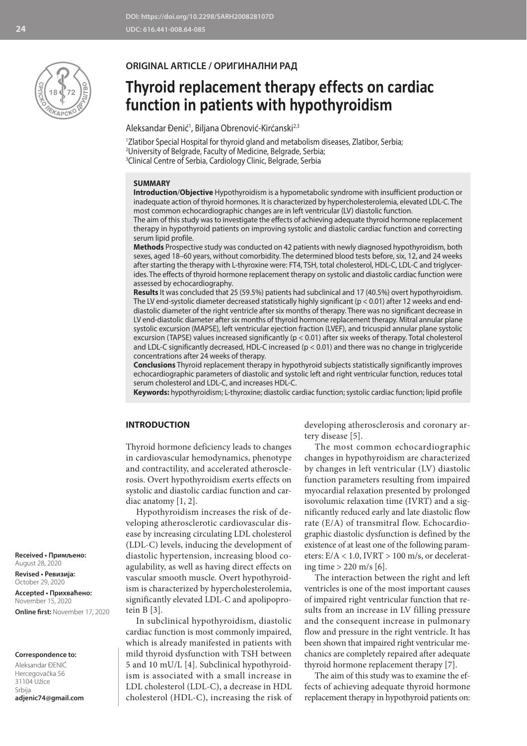DOI: https://doi.org/10.2298/SARH200828107D
UDC: 616.441-008.64-085

**ORIGINAL ARTICLE / ОРИГИНАЛНИ РАД**

# Thyroid replacement therapy effects on cardiac function in patients with hypothyroidism

Aleksandar Đenić[1], Biljana Obrenović-Kirćanski[2,3]

[1]Zlatibor Special Hospital for thyroid gland and metabolism diseases, Zlatibor, Serbia;
[2]University of Belgrade, Faculty of Medicine, Belgrade, Serbia;
[3]Clinical Centre of Serbia, Cardiology Clinic, Belgrade, Serbia

## SUMMARY

**Introduction**/**Objective** Hypothyroidism is a hypometabolic syndrome with insufficient production or inadequate action of thyroid hormones. It is characterized by hypercholesterolemia, elevated LDL-C. The most common echocardiographic changes are in left ventricular (LV) diastolic function.

The aim of this study was to investigate the effects of achieving adequate thyroid hormone replacement therapy in hypothyroid patients on improving systolic and diastolic cardiac function and correcting serum lipid profile.

**Methods** Prospective study was conducted on 42 patients with newly diagnosed hypothyroidism, both sexes, aged 18–60 years, without comorbidity. The determined blood tests before, six, 12, and 24 weeks after starting the therapy with L-thyroxine were: FT4, TSH, total cholesterol, HDL-C, LDL-C and triglycerides. The effects of thyroid hormone replacement therapy on systolic and diastolic cardiac function were assessed by echocardiography.

**Results** It was concluded that 25 (59.5%) patients had subclinical and 17 (40.5%) overt hypothyroidism. The LV end-systolic diameter decreased statistically highly significant ($p < 0.01$) after 12 weeks and end-diastolic diameter of the right ventricle after six months of therapy. There was no significant decrease in LV end-diastolic diameter after six months of thyroid hormone replacement therapy. Mitral annular plane systolic excursion (MAPSE), left ventricular ejection fraction (LVEF), and tricuspid annular plane systolic excursion (TAPSE) values increased significantly ($p < 0.01$) after six weeks of therapy. Total cholesterol and LDL-C significantly decreased, HDL-C increased ($p < 0.01$) and there was no change in triglyceride concentrations after 24 weeks of therapy.

**Conclusions** Thyroid hormone replacement therapy in hypothyroid subjects statistically significantly improves echocardiographic parameters of diastolic and systolic left and right ventricular function, reduces total serum cholesterol and LDL-C, and increases HDL-C.

**Keywords:** hypothyroidism; L-thyroxine; diastolic cardiac function; systolic cardiac function; lipid profile

## INTRODUCTION

Thyroid hormone deficiency leads to changes in cardiovascular hemodynamics, phenotype and contractility, and accelerated atherosclerosis. Overt hypothyroidism exerts effects on systolic and diastolic cardiac function and cardiac anatomy [1, 2].

Hypothyroidism increases the risk of developing atherosclerotic cardiovascular disease by increasing circulating LDL cholesterol (LDL-C) levels, inducing the development of diastolic hypertension, increasing blood coagulability, as well as having direct effects on vascular smooth muscle. Overt hypothyroidism is characterized by hypercholesterolemia, significantly elevated LDL-C and apolipoprotein B [3].

In subclinical hypothyroidism, diastolic cardiac function is most commonly impaired, which is already manifested in patients with mild thyroid dysfunction with TSH between 5 and 10 mU/L [4]. Subclinical hypothyroidism is associated with a small increase in LDL cholesterol (LDL-C), a decrease in HDL cholesterol (HDL-C), increasing the risk of developing atherosclerosis and coronary artery disease [5].

The most common echocardiographic changes in hypothyroidism are characterized by changes in left ventricular (LV) diastolic function parameters resulting from impaired myocardial relaxation presented by prolonged isovolumic relaxation time (IVRT) and a significantly reduced early and late diastolic flow rate (E/A) of transmitral flow. Echocardiographic diastolic dysfunction is defined by the existence of at least one of the following parameters: $E/A < 1.0$, $IVRT > 100$ m/s, or decelerating time $> 220$ m/s [6].

The interaction between the right and left ventricles is one of the most important causes of impaired right ventricular function that results from an increase in LV filling pressure and the consequent increase in pulmonary flow and pressure in the right ventricle. It has been shown that impaired right ventricular mechanics are completely repaired after adequate thyroid hormone replacement therapy [7].

The aim of this study was to examine the effects of achieving adequate thyroid hormone replacement therapy in hypothyroid patients on:

**Received • Примљено:** August 28, 2020
**Revised • Ревизија:** October 29, 2020
**Accepted • Прихваћено:** November 15, 2020
**Online first:** November 17, 2020

**Correspondence to:**
Aleksandar ĐENIĆ
Hercegovačka 56
31104 Užice
Srbija
**adjenic74@gmail.com**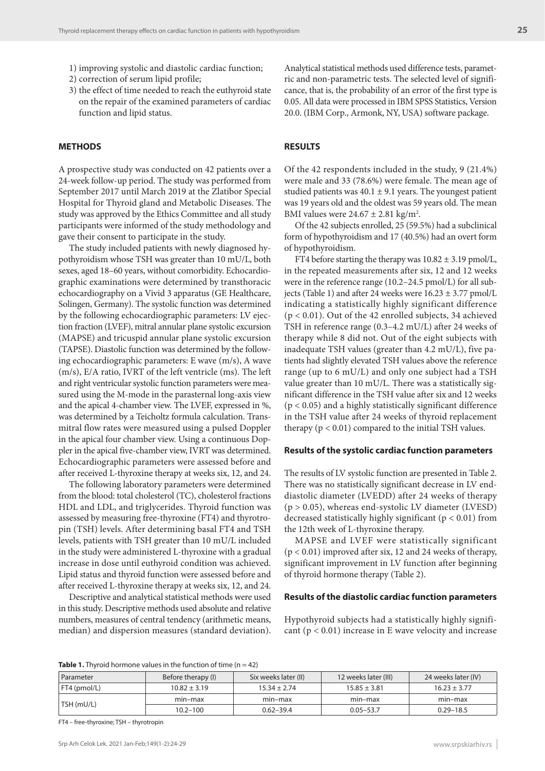1) improving systolic and diastolic cardiac function;
2) correction of serum lipid profile;
3) the effect of time needed to reach the euthyroid state on the repair of the examined parameters of cardiac function and lipid status.

## METHODS

A prospective study was conducted on 42 patients over a 24-week follow-up period. The study was performed from September 2017 until March 2019 at the Zlatibor Special Hospital for Thyroid gland and Metabolic Diseases. The study was approved by the Ethics Committee and all study participants were informed of the study methodology and gave their consent to participate in the study.

The study included patients with newly diagnosed hypothyroidism whose TSH was greater than 10 mU/L, both sexes, aged 18–60 years, without comorbidity. Echocardiographic examinations were determined by transthoracic echocardiography on a Vivid 3 apparatus (GE Healthcare, Solingen, Germany). The systolic function was determined by the following echocardiographic parameters: LV ejection fraction (LVEF), mitral annular plane systolic excursion (MAPSE) and tricuspid annular plane systolic excursion (TAPSE). Diastolic function was determined by the following echocardiographic parameters: E wave (m/s), A wave (m/s), E/A ratio, IVRT of the left ventricle (ms). The left and right ventricular systolic function parameters were measured using the M-mode in the parasternal long-axis view and the apical 4-chamber view. The LVEF, expressed in %, was determined by a Teicholtz formula calculation. Transmitral flow rates were measured using a pulsed Doppler in the apical four chamber view. Using a continuous Doppler in the apical five-chamber view, IVRT was determined. Echocardiographic parameters were assessed before and after received L-thyroxine therapy at weeks six, 12, and 24.

The following laboratory parameters were determined from the blood: total cholesterol (TC), cholesterol fractions HDL and LDL, and triglycerides. Thyroid function was assessed by measuring free-thyroxine (FT4) and thyrotropin (TSH) levels. After determining basal FT4 and TSH levels, patients with TSH greater than 10 mU/L included in the study were administered L-thyroxine with a gradual increase in dose until euthyroid condition was achieved. Lipid status and thyroid function were assessed before and after received L-thyroxine therapy at weeks six, 12, and 24.

Descriptive and analytical statistical methods were used in this study. Descriptive methods used absolute and relative numbers, measures of central tendency (arithmetic means, median) and dispersion measures (standard deviation). Analytical statistical methods used difference tests, parametric and non-parametric tests. The selected level of significance, that is, the probability of an error of the first type is 0.05. All data were processed in IBM SPSS Statistics, Version 20.0. (IBM Corp., Armonk, NY, USA) software package.

## RESULTS

Of the 42 respondents included in the study, 9 (21.4%) were male and 33 (78.6%) were female. The mean age of studied patients was 40.1 ± 9.1 years. The youngest patient was 19 years old and the oldest was 59 years old. The mean BMI values were 24.67 ± 2.81 kg/m$^2$.

Of the 42 subjects enrolled, 25 (59.5%) had a subclinical form of hypothyroidism and 17 (40.5%) had an overt form of hypothyroidism.

FT4 before starting the therapy was 10.82 ± 3.19 pmol/L, in the repeated measurements after six, 12 and 12 weeks were in the reference range (10.2–24.5 pmol/L) for all subjects (Table 1) and after 24 weeks were 16.23 ± 3.77 pmol/L indicating a statistically highly significant difference ($p < 0.01$). Out of the 42 enrolled subjects, 34 achieved TSH in reference range (0.3–4.2 mU/L) after 24 weeks of therapy while 8 did not. Out of the eight subjects with inadequate TSH values (greater than 4.2 mU/L), five patients had slightly elevated TSH values above the reference range (up to 6 mU/L) and only one subject had a TSH value greater than 10 mU/L. There was a statistically significant difference in the TSH value after six and 12 weeks ($p < 0.05$) and a highly statistically significant difference in the TSH value after 24 weeks of thyroid replacement therapy ($p < 0.01$) compared to the initial TSH values.

### Results of the systolic cardiac function parameters

The results of LV systolic function are presented in Table 2. There was no statistically significant decrease in LV end-diastolic diameter (LVEDD) after 24 weeks of therapy ($p > 0.05$), whereas end-systolic LV diameter (LVESD) decreased statistically highly significant ($p < 0.01$) from the 12th week of L-thyroxine therapy.

MAPSE and LVEF were statistically significant ($p < 0.01$) improved after six, 12 and 24 weeks of therapy, significant improvement in LV function after beginning of thyroid hormone therapy (Table 2).

### Results of the diastolic cardiac function parameters

Hypothyroid subjects had a statistically highly significant ($p < 0.01$) increase in E wave velocity and increase

**Table 1.** Thyroid hormone values in the function of time (n = 42)

| Parameter | Before therapy (I) | Six weeks later (II) | 12 weeks later (III) | 24 weeks later (IV) |
|---|---|---|---|---|
| FT4 (pmol/L) | 10.82 ± 3.19 | 15.34 ± 2.74 | 15.85 ± 3.81 | 16.23 ± 3.77 |
| TSH (mU/L) | min–max | min–max | min–max | min–max |
| | 10.2–100 | 0.62–39.4 | 0.05–53.7 | 0.29–18.5 |

FT4 – free-thyroxine; TSH – thyrotropin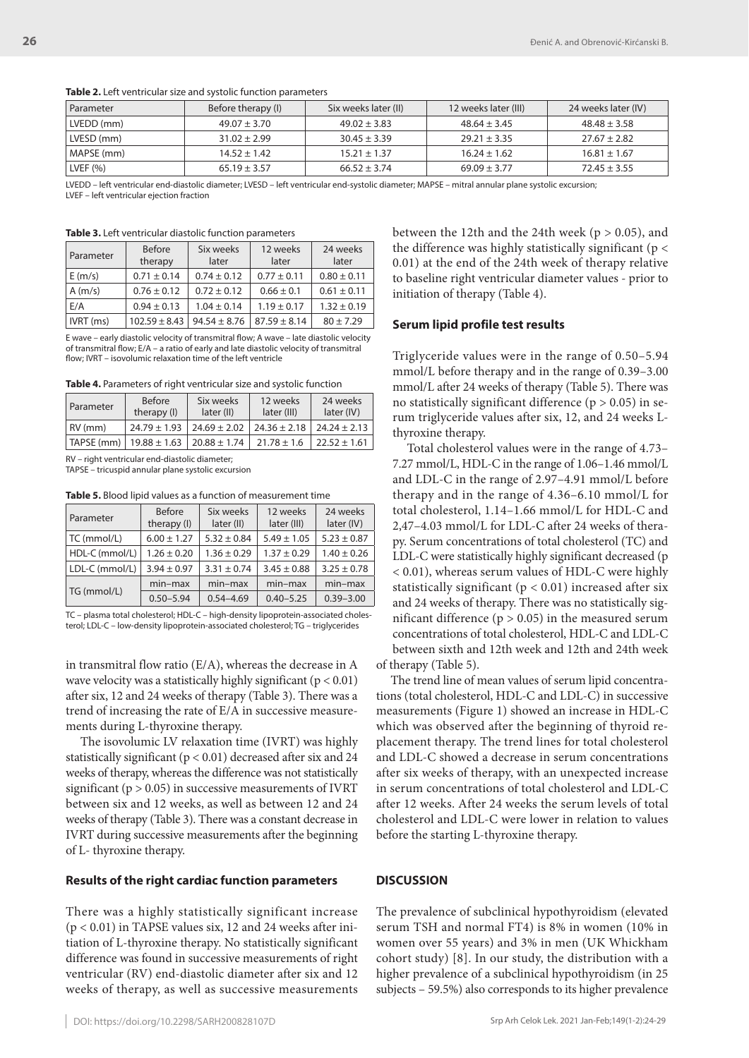**Table 2.** Left ventricular size and systolic function parameters

| Parameter | Before therapy (I) | Six weeks later (II) | 12 weeks later (III) | 24 weeks later (IV) |
|---|---|---|---|---|
| LVEDD (mm) | 49.07 ± 3.70 | 49.02 ± 3.83 | 48.64 ± 3.45 | 48.48 ± 3.58 |
| LVESD (mm) | 31.02 ± 2.99 | 30.45 ± 3.39 | 29.21 ± 3.35 | 27.67 ± 2.82 |
| MAPSE (mm) | 14.52 ± 1.42 | 15.21 ± 1.37 | 16.24 ± 1.62 | 16.81 ± 1.67 |
| LVEF (%) | 65.19 ± 3.57 | 66.52 ± 3.74 | 69.09 ± 3.77 | 72.45 ± 3.55 |

LVEDD – left ventricular end-diastolic diameter; LVESD – left ventricular end-systolic diameter; MAPSE – mitral annular plane systolic excursion; LVEF – left ventricular ejection fraction

**Table 3.** Left ventricular diastolic function parameters

| Parameter | Before therapy | Six weeks later | 12 weeks later | 24 weeks later |
|---|---|---|---|---|
| E (m/s) | 0.71 ± 0.14 | 0.74 ± 0.12 | 0.77 ± 0.11 | 0.80 ± 0.11 |
| A (m/s) | 0.76 ± 0.12 | 0.72 ± 0.12 | 0.66 ± 0.1 | 0.61 ± 0.11 |
| E/A | 0.94 ± 0.13 | 1.04 ± 0.14 | 1.19 ± 0.17 | 1.32 ± 0.19 |
| IVRT (ms) | 102.59 ± 8.43 | 94.54 ± 8.76 | 87.59 ± 8.14 | 80 ± 7.29 |

E wave – early diastolic velocity of transmitral flow; A wave – late diastolic velocity of transmitral flow; E/A – a ratio of early and late diastolic velocity of transmitral flow; IVRT – isovolumic relaxation time of the left ventricle

**Table 4.** Parameters of right ventricular size and systolic function

| Parameter | Before therapy (I) | Six weeks later (II) | 12 weeks later (III) | 24 weeks later (IV) |
|---|---|---|---|---|
| RV (mm) | 24.79 ± 1.93 | 24.69 ± 2.02 | 24.36 ± 2.18 | 24.24 ± 2.13 |
| TAPSE (mm) | 19.88 ± 1.63 | 20.88 ± 1.74 | 21.78 ± 1.6 | 22.52 ± 1.61 |

RV – right ventricular end-diastolic diameter;
TAPSE – tricuspid annular plane systolic excursion

**Table 5.** Blood lipid values as a function of measurement time

| Parameter | Before therapy (I) | Six weeks later (II) | 12 weeks later (III) | 24 weeks later (IV) |
|---|---|---|---|---|
| TC (mmol/L) | 6.00 ± 1.27 | 5.32 ± 0.84 | 5.49 ± 1.05 | 5.23 ± 0.87 |
| HDL-C (mmol/L) | 1.26 ± 0.20 | 1.36 ± 0.29 | 1.37 ± 0.29 | 1.40 ± 0.26 |
| LDL-C (mmol/L) | 3.94 ± 0.97 | 3.31 ± 0.74 | 3.45 ± 0.88 | 3.25 ± 0.78 |
| TG (mmol/L) | min–max | min–max | min–max | min–max |
| | 0.50–5.94 | 0.54–4.69 | 0.40–5.25 | 0.39–3.00 |

TC – plasma total cholesterol; HDL-C – high-density lipoprotein-associated cholesterol; LDL-C – low-density lipoprotein-associated cholesterol; TG – triglycerides

in transmitral flow ratio (E/A), whereas the decrease in A wave velocity was a statistically highly significant ($p < 0.01$) after six, 12 and 24 weeks of therapy (Table 3). There was a trend of increasing the rate of E/A in successive measurements during L-thyroxine therapy.

The isovolumic LV relaxation time (IVRT) was highly statistically significant ($p < 0.01$) decreased after six and 24 weeks of therapy, whereas the difference was not statistically significant ($p > 0.05$) in successive measurements of IVRT between six and 12 weeks, as well as between 12 and 24 weeks of therapy (Table 3). There was a constant decrease in IVRT during successive measurements after the beginning of L- thyroxine therapy.

### Results of the right cardiac function parameters

There was a highly statistically significant increase ($p < 0.01$) in TAPSE values six, 12 and 24 weeks after initiation of L-thyroxine therapy. No statistically significant difference was found in successive measurements of right ventricular (RV) end-diastolic diameter after six and 12 weeks of therapy, as well as successive measurements between the 12th and the 24th week ($p > 0.05$), and the difference was highly statistically significant ($p < 0.01$) at the end of the 24th week of therapy relative to baseline right ventricular diameter values - prior to initiation of therapy (Table 4).

### Serum lipid profile test results

Triglyceride values were in the range of 0.50–5.94 mmol/L before therapy and in the range of 0.39–3.00 mmol/L after 24 weeks of therapy (Table 5). There was no statistically significant difference ($p > 0.05$) in serum triglyceride values after six, 12, and 24 weeks L-thyroxine therapy.

Total cholesterol values were in the range of 4.73–7.27 mmol/L, HDL-C in the range of 1.06–1.46 mmol/L and LDL-C in the range of 2.97–4.91 mmol/L before therapy and in the range of 4.36–6.10 mmol/L for total cholesterol, 1.14–1.66 mmol/L for HDL-C and 2,47–4.03 mmol/L for LDL-C after 24 weeks of therapy. Serum concentrations of total cholesterol (TC) and LDL-C were statistically highly significant decreased ($p < 0.01$), whereas serum values of HDL-C were highly statistically significant ($p < 0.01$) increased after six and 24 weeks of therapy. There was no statistically significant difference ($p > 0.05$) in the measured serum concentrations of total cholesterol, HDL-C and LDL-C between sixth and 12th week and 12th and 24th week of therapy (Table 5).

The trend line of mean values of serum lipid concentrations (total cholesterol, HDL-C and LDL-C) in successive measurements (Figure 1) showed an increase in HDL-C which was observed after the beginning of thyroid replacement therapy. The trend lines for total cholesterol and LDL-C showed a decrease in serum concentrations after six weeks of therapy, with an unexpected increase in serum concentrations of total cholesterol and LDL-C after 12 weeks. After 24 weeks the serum levels of total cholesterol and LDL-C were lower in relation to values before the starting L-thyroxine therapy.

## DISCUSSION

The prevalence of subclinical hypothyroidism (elevated serum TSH and normal FT4) is 8% in women (10% in women over 55 years) and 3% in men (UK Whickham cohort study) [8]. In our study, the distribution with a higher prevalence of a subclinical hypothyroidism (in 25 subjects – 59.5%) also corresponds to its higher prevalence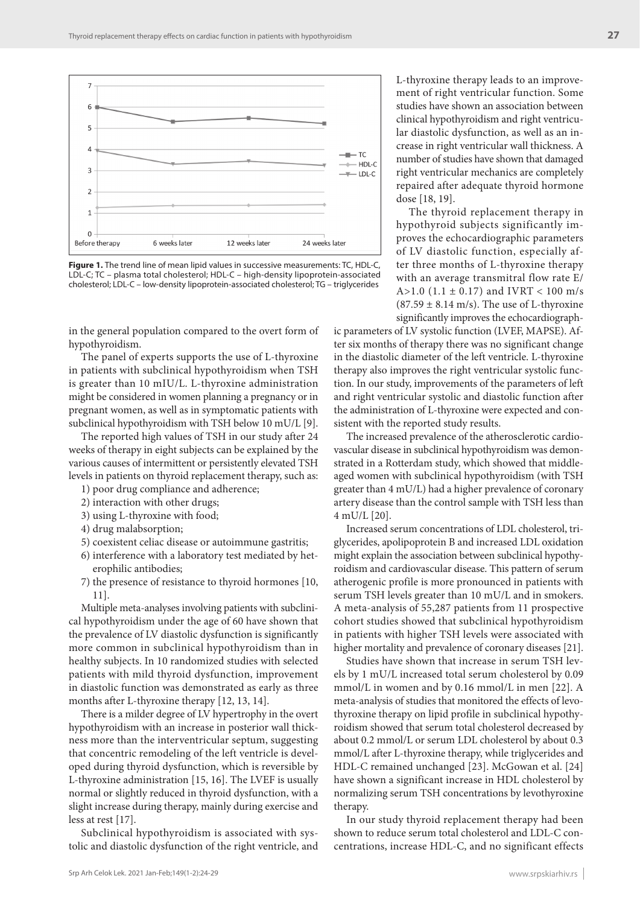**Figure 1.** The trend line of mean lipid values in successive measurements: TC, HDL-C, LDL-C; TC – plasma total cholesterol; HDL-C – high-density lipoprotein-associated cholesterol; LDL-C – low-density lipoprotein-associated cholesterol; TG – triglycerides

in the general population compared to the overt form of hypothyroidism.

The panel of experts supports the use of L-thyroxine in patients with subclinical hypothyroidism when TSH is greater than 10 mIU/L. L-thyroxine administration might be considered in women planning a pregnancy or in pregnant women, as well as in symptomatic patients with subclinical hypothyroidism with TSH below 10 mU/L [9].

The reported high values of TSH in our study after 24 weeks of therapy in eight subjects can be explained by the various causes of intermittent or persistently elevated TSH levels in patients on thyroid replacement therapy, such as:

1) poor drug compliance and adherence;
2) interaction with other drugs;
3) using L-thyroxine with food;
4) drug malabsorption;
5) coexistent celiac disease or autoimmune gastritis;
6) interference with a laboratory test mediated by heterophilic antibodies;
7) the presence of resistance to thyroid hormones [10, 11].

Multiple meta-analyses involving patients with subclinical hypothyroidism under the age of 60 have shown that the prevalence of LV diastolic dysfunction is significantly more common in subclinical hypothyroidism than in healthy subjects. In 10 randomized studies with selected patients with mild thyroid dysfunction, improvement in diastolic function was demonstrated as early as three months after L-thyroxine therapy [12, 13, 14].

There is a milder degree of LV hypertrophy in the overt hypothyroidism with an increase in posterior wall thickness more than the interventricular septum, suggesting that concentric remodeling of the left ventricle is developed during thyroid dysfunction, which is reversible by L-thyroxine administration [15, 16]. The LVEF is usually normal or slightly reduced in thyroid dysfunction, with a slight increase during therapy, mainly during exercise and less at rest [17].

Subclinical hypothyroidism is associated with systolic and diastolic dysfunction of the right ventricle, and L-thyroxine therapy leads to an improvement of right ventricular function. Some studies have shown an association between clinical hypothyroidism and right ventricular diastolic dysfunction, as well as an increase in right ventricular wall thickness. A number of studies have shown that damaged right ventricular mechanics are completely repaired after adequate thyroid hormone dose [18, 19].

The thyroid replacement therapy in hypothyroid subjects significantly improves the echocardiographic parameters of LV diastolic function, especially after three months of L-thyroxine therapy with an average transmitral flow rate E/A>1.0 ($1.1 \pm 0.17$) and IVRT < 100 m/s ($87.59 \pm 8.14$ m/s). The use of L-thyroxine significantly improves the echocardiographic parameters of LV systolic function (LVEF, MAPSE). After six months of therapy there was no significant change in the diastolic diameter of the left ventricle. L-thyroxine therapy also improves the right ventricular systolic function. In our study, improvements of the parameters of left and right ventricular systolic and diastolic function after the administration of L-thyroxine were expected and consistent with the reported study results.

The increased prevalence of the atherosclerotic cardiovascular disease in subclinical hypothyroidism was demonstrated in a Rotterdam study, which showed that middle-aged women with subclinical hypothyroidism (with TSH greater than 4 mU/L) had a higher prevalence of coronary artery disease than the control sample with TSH less than 4 mU/L [20].

Increased serum concentrations of LDL cholesterol, triglycerides, apolipoprotein B and increased LDL oxidation might explain the association between subclinical hypothyroidism and cardiovascular disease. This pattern of serum atherogenic profile is more pronounced in patients with serum TSH levels greater than 10 mU/L and in smokers. A meta-analysis of 55,287 patients from 11 prospective cohort studies showed that subclinical hypothyroidism in patients with higher TSH levels were associated with higher mortality and prevalence of coronary diseases [21].

Studies have shown that increase in serum TSH levels by 1 mU/L increased total serum cholesterol by 0.09 mmol/L in women and by 0.16 mmol/L in men [22]. A meta-analysis of studies that monitored the effects of levothyroxine therapy on lipid profile in subclinical hypothyroidism showed that serum total cholesterol decreased by about 0.2 mmol/L or serum LDL cholesterol by about 0.3 mmol/L after L-thyroxine therapy, while triglycerides and HDL-C remained unchanged [23]. McGowan et al. [24] have shown a significant increase in HDL cholesterol by normalizing serum TSH concentrations by levothyroxine therapy.

In our study thyroid replacement therapy had been shown to reduce serum total cholesterol and LDL-C concentrations, increase HDL-C, and no significant effects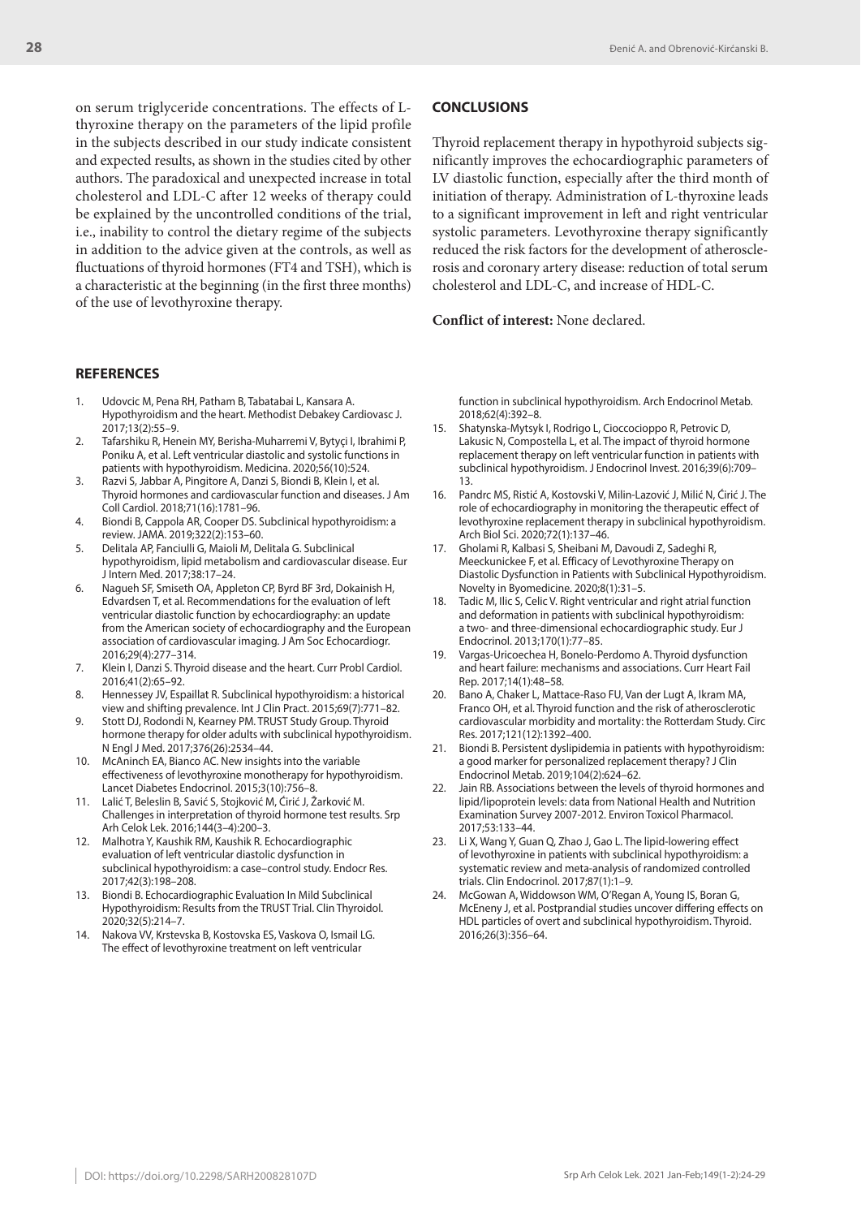on serum triglyceride concentrations. The effects of L-thyroxine therapy on the parameters of the lipid profile in the subjects described in our study indicate consistent and expected results, as shown in the studies cited by other authors. The paradoxical and unexpected increase in total cholesterol and LDL-C after 12 weeks of therapy could be explained by the uncontrolled conditions of the trial, i.e., inability to control the dietary regime of the subjects in addition to the advice given at the controls, as well as fluctuations of thyroid hormones (FT4 and TSH), which is a characteristic at the beginning (in the first three months) of the use of levothyroxine therapy.

## CONCLUSIONS

Thyroid replacement therapy in hypothyroid subjects significantly improves the echocardiographic parameters of LV diastolic function, especially after the third month of initiation of therapy. Administration of L-thyroxine leads to a significant improvement in left and right ventricular systolic parameters. Levothyroxine therapy significantly reduced the risk factors for the development of atherosclerosis and coronary artery disease: reduction of total serum cholesterol and LDL-C, and increase of HDL-C.

**Conflict of interest:** None declared.

## REFERENCES

1. Udovcic M, Pena RH, Patham B, Tabatabai L, Kansara A. Hypothyroidism and the heart. Methodist Debakey Cardiovasc J. 2017;13(2):55–9.
2. Tafarshiku R, Henein MY, Berisha-Muharremi V, Bytyçi I, Ibrahimi P, Poniku A, et al. Left ventricular diastolic and systolic functions in patients with hypothyroidism. Medicina. 2020;56(10):524.
3. Razvi S, Jabbar A, Pingitore A, Danzi S, Biondi B, Klein I, et al. Thyroid hormones and cardiovascular function and diseases. J Am Coll Cardiol. 2018;71(16):1781–96.
4. Biondi B, Cappola AR, Cooper DS. Subclinical hypothyroidism: a review. JAMA. 2019;322(2):153–60.
5. Delitala AP, Fanciulli G, Maioli M, Delitala G. Subclinical hypothyroidism, lipid metabolism and cardiovascular disease. Eur J Intern Med. 2017;38:17–24.
6. Nagueh SF, Smiseth OA, Appleton CP, Byrd BF 3rd, Dokainish H, Edvardsen T, et al. Recommendations for the evaluation of left ventricular diastolic function by echocardiography: an update from the American society of echocardiography and the European association of cardiovascular imaging. J Am Soc Echocardiogr. 2016;29(4):277–314.
7. Klein I, Danzi S. Thyroid disease and the heart. Curr Probl Cardiol. 2016;41(2):65–92.
8. Hennessey JV, Espaillat R. Subclinical hypothyroidism: a historical view and shifting prevalence. Int J Clin Pract. 2015;69(7):771–82.
9. Stott DJ, Rodondi N, Kearney PM. TRUST Study Group. Thyroid hormone therapy for older adults with subclinical hypothyroidism. N Engl J Med. 2017;376(26):2534–44.
10. McAninch EA, Bianco AC. New insights into the variable effectiveness of levothyroxine monotherapy for hypothyroidism. Lancet Diabetes Endocrinol. 2015;3(10):756–8.
11. Lalić T, Beleslin B, Savić S, Stojković M, Ćirić J, Žarković M. Challenges in interpretation of thyroid hormone test results. Srp Arh Celok Lek. 2016;144(3–4):200–3.
12. Malhotra Y, Kaushik RM, Kaushik R. Echocardiographic evaluation of left ventricular diastolic dysfunction in subclinical hypothyroidism: a case–control study. Endocr Res. 2017;42(3):198–208.
13. Biondi B. Echocardiographic Evaluation In Mild Subclinical Hypothyroidism: Results from the TRUST Trial. Clin Thyroidol. 2020;32(5):214–7.
14. Nakova VV, Krstevska B, Kostovska ES, Vaskova O, Ismail LG. The effect of levothyroxine treatment on left ventricular function in subclinical hypothyroidism. Arch Endocrinol Metab. 2018;62(4):392–8.
15. Shatynska-Mytsyk I, Rodrigo L, Cioccocioppo R, Petrovic D, Lakusic N, Compostella L, et al. The impact of thyroid hormone replacement therapy on left ventricular function in patients with subclinical hypothyroidism. J Endocrinol Invest. 2016;39(6):709–13.
16. Pandrc MS, Ristić A, Kostovski V, Milin-Lazović J, Milić N, Ćirić J. The role of echocardiography in monitoring the therapeutic effect of levothyroxine replacement therapy in subclinical hypothyroidism. Arch Biol Sci. 2020;72(1):137–46.
17. Gholami R, Kalbasi S, Sheibani M, Davoudi Z, Sadeghi R, Meeckunickee F, et al. Efficacy of Levothyroxine Therapy on Diastolic Dysfunction in Patients with Subclinical Hypothyroidism. Novelty in Byomedicine. 2020;8(1):31–5.
18. Tadic M, Ilic S, Celic V. Right ventricular and right atrial function and deformation in patients with subclinical hypothyroidism: a two- and three-dimensional echocardiographic study. Eur J Endocrinol. 2013;170(1):77–85.
19. Vargas-Uricoechea H, Bonelo-Perdomo A. Thyroid dysfunction and heart failure: mechanisms and associations. Curr Heart Fail Rep. 2017;14(1):48–58.
20. Bano A, Chaker L, Mattace-Raso FU, Van der Lugt A, Ikram MA, Franco OH, et al. Thyroid function and the risk of atherosclerotic cardiovascular morbidity and mortality: the Rotterdam Study. Circ Res. 2017;121(12):1392–400.
21. Biondi B. Persistent dyslipidemia in patients with hypothyroidism: a good marker for personalized replacement therapy? J Clin Endocrinol Metab. 2019;104(2):624–62.
22. Jain RB. Associations between the levels of thyroid hormones and lipid/lipoprotein levels: data from National Health and Nutrition Examination Survey 2007-2012. Environ Toxicol Pharmacol. 2017;53:133–44.
23. Li X, Wang Y, Guan Q, Zhao J, Gao L. The lipid-lowering effect of levothyroxine in patients with subclinical hypothyroidism: a systematic review and meta-analysis of randomized controlled trials. Clin Endocrinol. 2017;87(1):1–9.
24. McGowan A, Widdowson WM, O'Regan A, Young IS, Boran G, McEneny J, et al. Postprandial studies uncover differing effects on HDL particles of overt and subclinical hypothyroidism. Thyroid. 2016;26(3):356–64.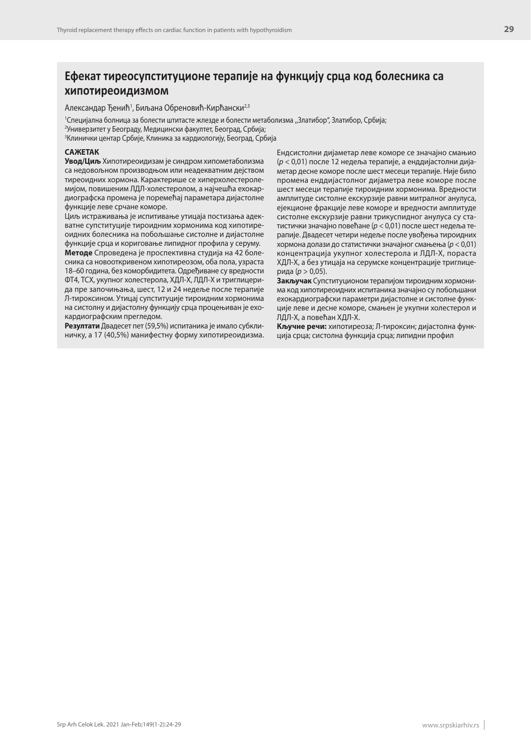# Ефекат тиреосупституционе терапије на функцију срца код болесника са хипотиреоидизмом

Александар Ђенић[1], Биљана Обреновић-Кирћански[2,3]

[1]Специјална болница за болести штитасте жлезде и болести метаболизма „Златибор", Златибор, Србија;
[2]Универзитет у Београду, Медицински факултет, Београд, Србија;
[3]Клинички центар Србије, Клиника за кардиологију, Београд, Србија

**САЖЕТАК**

**Увод/Циљ** Хипотиреоидизам је синдром хипометаболизма са недовољном производњом или неадекватним дејством тиреоидних хормона. Карактерише се хиперхолестеролемијом, повишеним ЛДЛ-холестеролом, а најчешћа ехокардиографска промена је поремећај параметара дијастолне функције леве срчане коморе.

Циљ истраживања је испитивање утицаја постизања адекватне супституције тироидним хормонима код хипотиреоидних болесника на побољшање систолне и дијастолне функције срца и кориговање липидног профила у серуму.

**Методе** Спроведена је проспективна студија на 42 болесника са новооткривеном хипотиреозом, оба пола, узраста 18–60 година, без коморбидитета. Одређиване су вредности ФТ4, ТСХ, укупног холестерола, ХДЛ-Х, ЛДЛ-Х и триглицерида пре започињања, шест, 12 и 24 недеље после терапије Л-тироксином. Утицај супституције тироидним хормонима на систолну и дијастолну функцију срца процењиван је ехокардиографским прегледом.

**Резултати** Двадесет пет (59,5%) испитаника је имало субклиничку, а 17 (40,5%) манифестну форму хипотиреоидизма. Ендсистолни дијаметар леве коморе се значајно смањио ($p < 0,01$) после 12 недеља терапије, а енддијастолни дијаметар десне коморе после шест месеци терапије. Није било промена енддијастолног дијаметра леве коморе после шест месеци терапије тироидним хормонима. Вредности амплитуде систолне екскурзије равни митралног анулуса, ејекционе фракције леве коморе и вредности амплитуде систолне екскурзије равни трикуспидног анулуса су статистички значајно повећане ($p < 0,01$) после шест недеља терапије. Двадесет четири недеље после увођења тироидних хормона долази до статистички значајног смањења ($p < 0,01$) концентрација укупног холестерола и ЛДЛ-Х, пораста ХДЛ-Х, а без утицаја на серумске концентрације триглицерида ($p > 0,05$).

**Закључак** Супституционом терапијом тироидним хормонима код хипотиреоидних испитаника значајно су побољшани ехокардиографски параметри дијастолне и систолне функције леве и десне коморе, смањен је укупни холестерол и ЛДЛ-Х, а повећан ХДЛ-Х.

**Кључне речи:** хипотиреоза; Л-тироксин; дијастолна функција срца; систолна функција срца; липидни профил